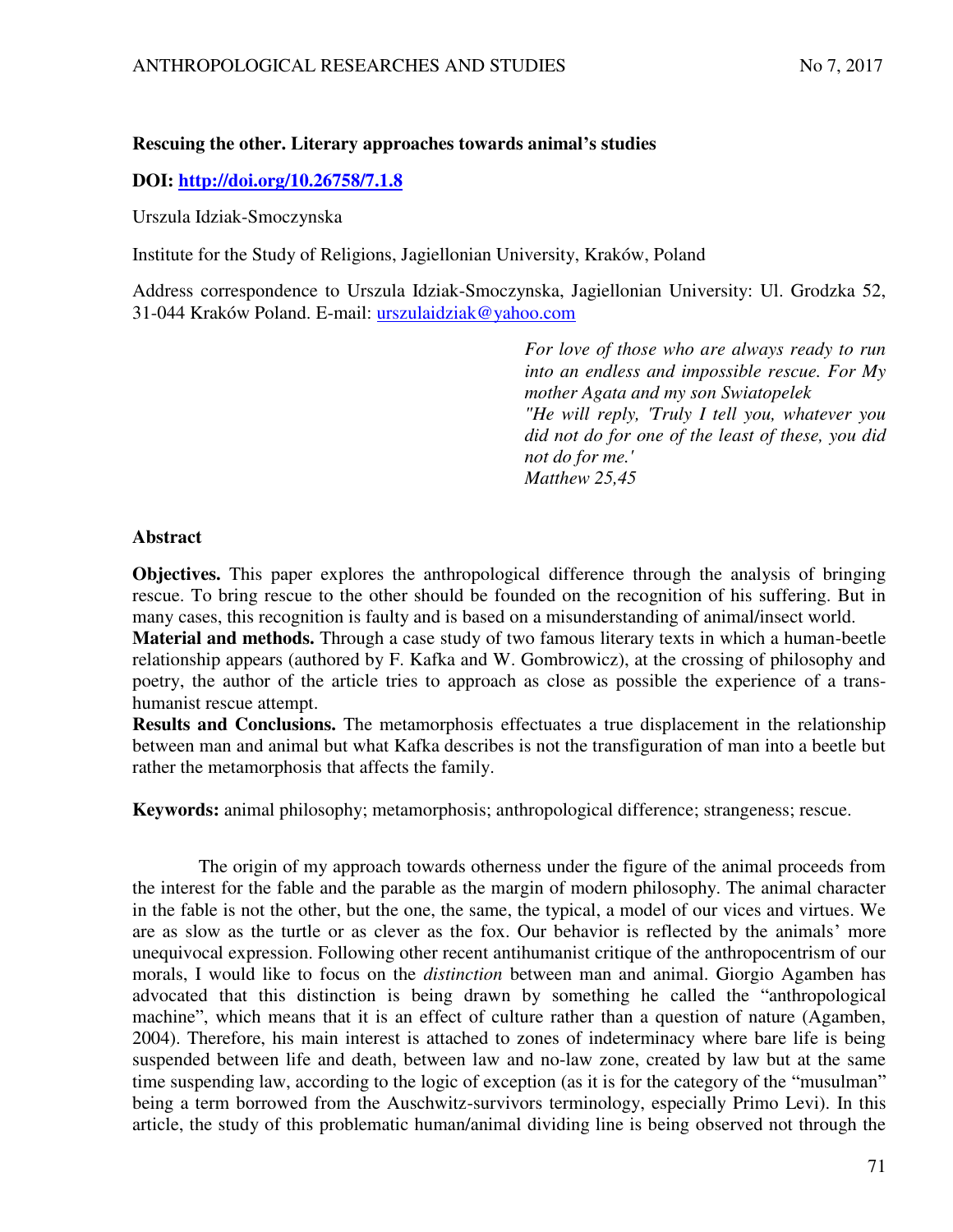# Rescuing the other. Literary approaches towards animal's studies

**DOI: http://doi.org/10.26758/7.1.8**

Urszula Idziak-Smoczynska

Institute for the Study of Religions, Jagiellonian University, Kraków, Poland

Address correspondence to Urszula Idziak-Smoczynska, Jagiellonian University: Ul. Grodzka 52, 31-044 Kraków Poland. E-mail: urszulaidziak@yahoo.com

> *For love of those who are always ready to run into an endless and impossible rescue. For My mother Agata and my son Swiatopelek*
> *"He will reply, 'Truly I tell you, whatever you did not do for one of the least of these, you did not do for me.'*
> *Matthew 25,45*

## Abstract

**Objectives.** This paper explores the anthropological difference through the analysis of bringing rescue. To bring rescue to the other should be founded on the recognition of his suffering. But in many cases, this recognition is faulty and is based on a misunderstanding of animal/insect world.

**Material and methods.** Through a case study of two famous literary texts in which a human-beetle relationship appears (authored by F. Kafka and W. Gombrowicz), at the crossing of philosophy and poetry, the author of the article tries to approach as close as possible the experience of a trans-humanist rescue attempt.

**Results and Conclusions.** The metamorphosis effectuates a true displacement in the relationship between man and animal but what Kafka describes is not the transfiguration of man into a beetle but rather the metamorphosis that affects the family.

**Keywords:** animal philosophy; metamorphosis; anthropological difference; strangeness; rescue.

The origin of my approach towards otherness under the figure of the animal proceeds from the interest for the fable and the parable as the margin of modern philosophy. The animal character in the fable is not the other, but the one, the same, the typical, a model of our vices and virtues. We are as slow as the turtle or as clever as the fox. Our behavior is reflected by the animals' more unequivocal expression. Following other recent antihumanist critique of the anthropocentrism of our morals, I would like to focus on the *distinction* between man and animal. Giorgio Agamben has advocated that this distinction is being drawn by something he called the "anthropological machine", which means that it is an effect of culture rather than a question of nature (Agamben, 2004). Therefore, his main interest is attached to zones of indeterminacy where bare life is being suspended between life and death, between law and no-law zone, created by law but at the same time suspending law, according to the logic of exception (as it is for the category of the "musulman" being a term borrowed from the Auschwitz-survivors terminology, especially Primo Levi). In this article, the study of this problematic human/animal dividing line is being observed not through the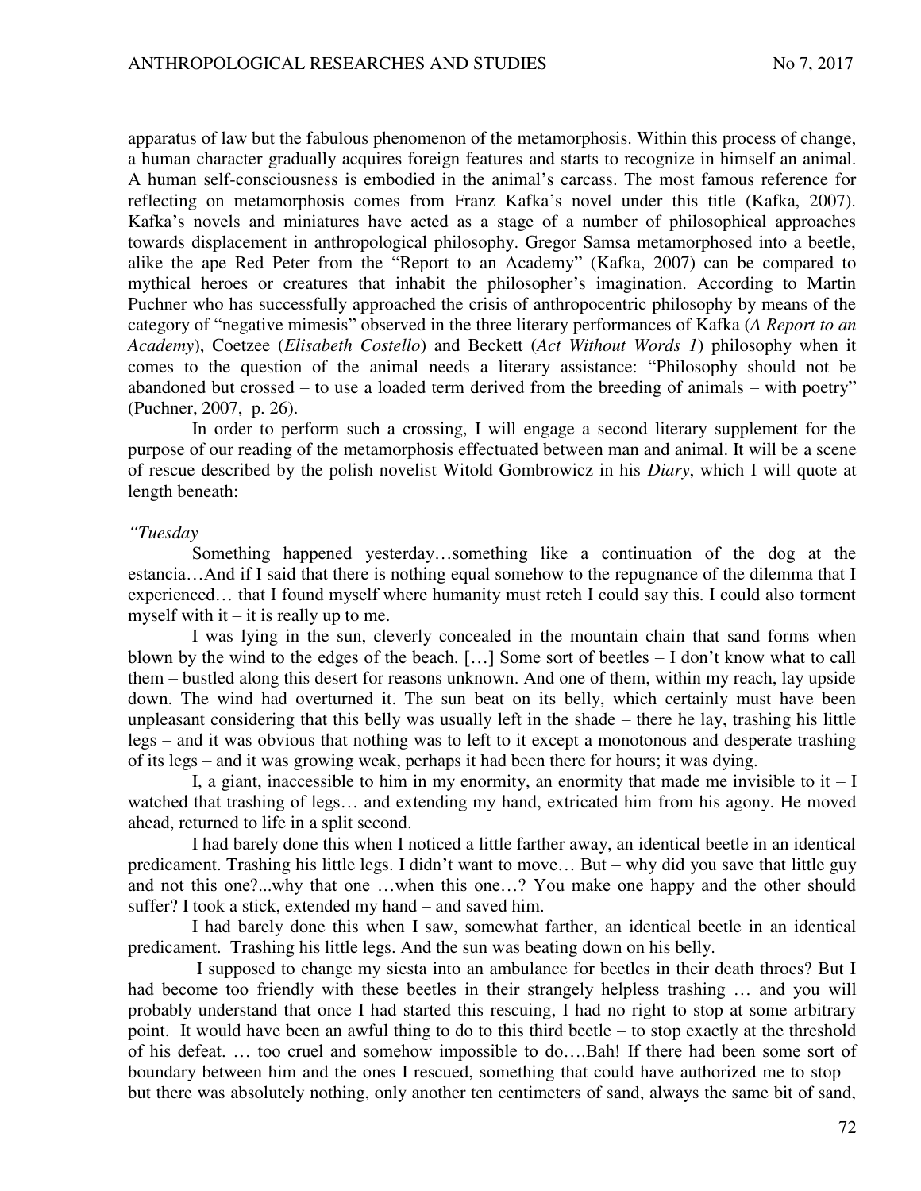apparatus of law but the fabulous phenomenon of the metamorphosis. Within this process of change, a human character gradually acquires foreign features and starts to recognize in himself an animal. A human self-consciousness is embodied in the animal's carcass. The most famous reference for reflecting on metamorphosis comes from Franz Kafka's novel under this title (Kafka, 2007). Kafka's novels and miniatures have acted as a stage of a number of philosophical approaches towards displacement in anthropological philosophy. Gregor Samsa metamorphosed into a beetle, alike the ape Red Peter from the "Report to an Academy" (Kafka, 2007) can be compared to mythical heroes or creatures that inhabit the philosopher's imagination. According to Martin Puchner who has successfully approached the crisis of anthropocentric philosophy by means of the category of "negative mimesis" observed in the three literary performances of Kafka (*A Report to an Academy*), Coetzee (*Elisabeth Costello*) and Beckett (*Act Without Words 1*) philosophy when it comes to the question of the animal needs a literary assistance: "Philosophy should not be abandoned but crossed – to use a loaded term derived from the breeding of animals – with poetry" (Puchner, 2007, p. 26).

In order to perform such a crossing, I will engage a second literary supplement for the purpose of our reading of the metamorphosis effectuated between man and animal. It will be a scene of rescue described by the polish novelist Witold Gombrowicz in his *Diary*, which I will quote at length beneath:

*"Tuesday*

Something happened yesterday…something like a continuation of the dog at the estancia…And if I said that there is nothing equal somehow to the repugnance of the dilemma that I experienced… that I found myself where humanity must retch I could say this. I could also torment myself with it – it is really up to me.

I was lying in the sun, cleverly concealed in the mountain chain that sand forms when blown by the wind to the edges of the beach. […] Some sort of beetles – I don't know what to call them – bustled along this desert for reasons unknown. And one of them, within my reach, lay upside down. The wind had overturned it. The sun beat on its belly, which certainly must have been unpleasant considering that this belly was usually left in the shade – there he lay, trashing his little legs – and it was obvious that nothing was to left to it except a monotonous and desperate trashing of its legs – and it was growing weak, perhaps it had been there for hours; it was dying.

I, a giant, inaccessible to him in my enormity, an enormity that made me invisible to it – I watched that trashing of legs… and extending my hand, extricated him from his agony. He moved ahead, returned to life in a split second.

I had barely done this when I noticed a little farther away, an identical beetle in an identical predicament. Trashing his little legs. I didn't want to move… But – why did you save that little guy and not this one?...why that one …when this one…? You make one happy and the other should suffer? I took a stick, extended my hand – and saved him.

I had barely done this when I saw, somewhat farther, an identical beetle in an identical predicament. Trashing his little legs. And the sun was beating down on his belly.

I supposed to change my siesta into an ambulance for beetles in their death throes? But I had become too friendly with these beetles in their strangely helpless trashing … and you will probably understand that once I had started this rescuing, I had no right to stop at some arbitrary point. It would have been an awful thing to do to this third beetle – to stop exactly at the threshold of his defeat. … too cruel and somehow impossible to do….Bah! If there had been some sort of boundary between him and the ones I rescued, something that could have authorized me to stop – but there was absolutely nothing, only another ten centimeters of sand, always the same bit of sand,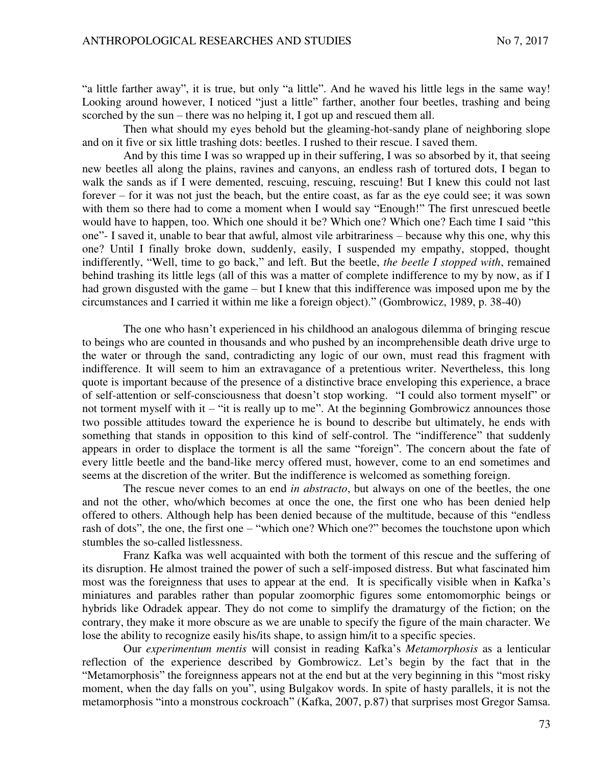"a little farther away", it is true, but only "a little". And he waved his little legs in the same way! Looking around however, I noticed "just a little" farther, another four beetles, trashing and being scorched by the sun – there was no helping it, I got up and rescued them all.

Then what should my eyes behold but the gleaming-hot-sandy plane of neighboring slope and on it five or six little trashing dots: beetles. I rushed to their rescue. I saved them.

And by this time I was so wrapped up in their suffering, I was so absorbed by it, that seeing new beetles all along the plains, ravines and canyons, an endless rash of tortured dots, I began to walk the sands as if I were demented, rescuing, rescuing, rescuing! But I knew this could not last forever – for it was not just the beach, but the entire coast, as far as the eye could see; it was sown with them so there had to come a moment when I would say "Enough!" The first unrescued beetle would have to happen, too. Which one should it be? Which one? Which one? Each time I said "this one"- I saved it, unable to bear that awful, almost vile arbitrariness – because why this one, why this one? Until I finally broke down, suddenly, easily, I suspended my empathy, stopped, thought indifferently, "Well, time to go back," and left. But the beetle, *the beetle I stopped with*, remained behind trashing its little legs (all of this was a matter of complete indifference to my by now, as if I had grown disgusted with the game – but I knew that this indifference was imposed upon me by the circumstances and I carried it within me like a foreign object)." (Gombrowicz, 1989, p. 38-40)

The one who hasn't experienced in his childhood an analogous dilemma of bringing rescue to beings who are counted in thousands and who pushed by an incomprehensible death drive urge to the water or through the sand, contradicting any logic of our own, must read this fragment with indifference. It will seem to him an extravagance of a pretentious writer. Nevertheless, this long quote is important because of the presence of a distinctive brace enveloping this experience, a brace of self-attention or self-consciousness that doesn't stop working. "I could also torment myself" or not torment myself with it – "it is really up to me". At the beginning Gombrowicz announces those two possible attitudes toward the experience he is bound to describe but ultimately, he ends with something that stands in opposition to this kind of self-control. The "indifference" that suddenly appears in order to displace the torment is all the same "foreign". The concern about the fate of every little beetle and the band-like mercy offered must, however, come to an end sometimes and seems at the discretion of the writer. But the indifference is welcomed as something foreign.

The rescue never comes to an end *in abstracto*, but always on one of the beetles, the one and not the other, who/which becomes at once the one, the first one who has been denied help offered to others. Although help has been denied because of the multitude, because of this "endless rash of dots", the one, the first one – "which one? Which one?" becomes the touchstone upon which stumbles the so-called listlessness.

Franz Kafka was well acquainted with both the torment of this rescue and the suffering of its disruption. He almost trained the power of such a self-imposed distress. But what fascinated him most was the foreignness that uses to appear at the end. It is specifically visible when in Kafka's miniatures and parables rather than popular zoomorphic figures some entomomorphic beings or hybrids like Odradek appear. They do not come to simplify the dramaturgy of the fiction; on the contrary, they make it more obscure as we are unable to specify the figure of the main character. We lose the ability to recognize easily his/its shape, to assign him/it to a specific species.

Our *experimentum mentis* will consist in reading Kafka's *Metamorphosis* as a lenticular reflection of the experience described by Gombrowicz. Let's begin by the fact that in the "Metamorphosis" the foreignness appears not at the end but at the very beginning in this "most risky moment, when the day falls on you", using Bulgakov words. In spite of hasty parallels, it is not the metamorphosis "into a monstrous cockroach" (Kafka, 2007, p.87) that surprises most Gregor Samsa.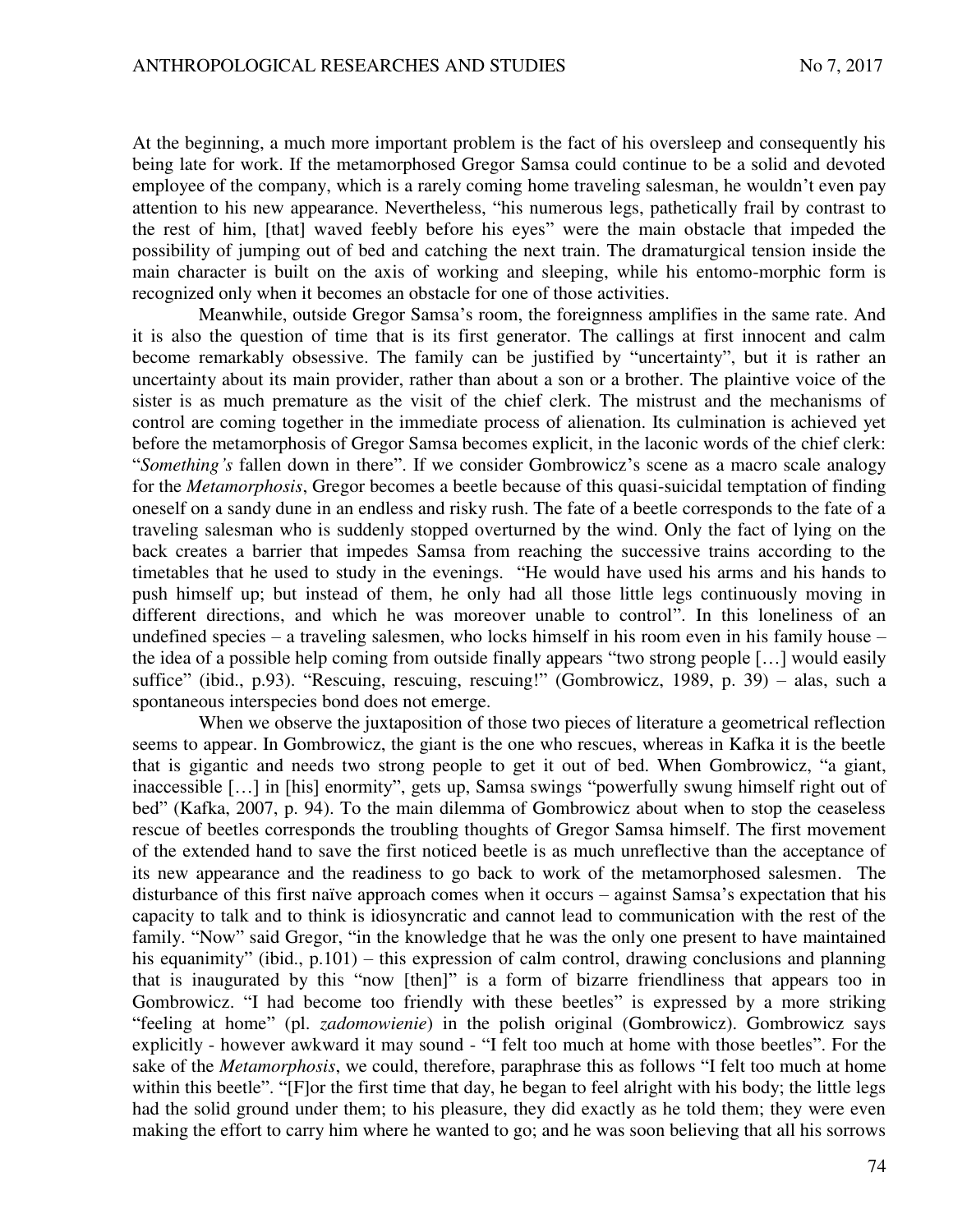At the beginning, a much more important problem is the fact of his oversleep and consequently his being late for work. If the metamorphosed Gregor Samsa could continue to be a solid and devoted employee of the company, which is a rarely coming home traveling salesman, he wouldn't even pay attention to his new appearance. Nevertheless, "his numerous legs, pathetically frail by contrast to the rest of him, [that] waved feebly before his eyes" were the main obstacle that impeded the possibility of jumping out of bed and catching the next train. The dramaturgical tension inside the main character is built on the axis of working and sleeping, while his entomo-morphic form is recognized only when it becomes an obstacle for one of those activities.

Meanwhile, outside Gregor Samsa's room, the foreignness amplifies in the same rate. And it is also the question of time that is its first generator. The callings at first innocent and calm become remarkably obsessive. The family can be justified by "uncertainty", but it is rather an uncertainty about its main provider, rather than about a son or a brother. The plaintive voice of the sister is as much premature as the visit of the chief clerk. The mistrust and the mechanisms of control are coming together in the immediate process of alienation. Its culmination is achieved yet before the metamorphosis of Gregor Samsa becomes explicit, in the laconic words of the chief clerk: "*Something's* fallen down in there". If we consider Gombrowicz's scene as a macro scale analogy for the *Metamorphosis*, Gregor becomes a beetle because of this quasi-suicidal temptation of finding oneself on a sandy dune in an endless and risky rush. The fate of a beetle corresponds to the fate of a traveling salesman who is suddenly stopped overturned by the wind. Only the fact of lying on the back creates a barrier that impedes Samsa from reaching the successive trains according to the timetables that he used to study in the evenings. "He would have used his arms and his hands to push himself up; but instead of them, he only had all those little legs continuously moving in different directions, and which he was moreover unable to control". In this loneliness of an undefined species – a traveling salesmen, who locks himself in his room even in his family house – the idea of a possible help coming from outside finally appears "two strong people […] would easily suffice" (ibid., p.93). "Rescuing, rescuing, rescuing!" (Gombrowicz, 1989, p. 39) – alas, such a spontaneous interspecies bond does not emerge.

When we observe the juxtaposition of those two pieces of literature a geometrical reflection seems to appear. In Gombrowicz, the giant is the one who rescues, whereas in Kafka it is the beetle that is gigantic and needs two strong people to get it out of bed. When Gombrowicz, "a giant, inaccessible […] in [his] enormity", gets up, Samsa swings "powerfully swung himself right out of bed" (Kafka, 2007, p. 94). To the main dilemma of Gombrowicz about when to stop the ceaseless rescue of beetles corresponds the troubling thoughts of Gregor Samsa himself. The first movement of the extended hand to save the first noticed beetle is as much unreflective than the acceptance of its new appearance and the readiness to go back to work of the metamorphosed salesmen. The disturbance of this first naïve approach comes when it occurs – against Samsa's expectation that his capacity to talk and to think is idiosyncratic and cannot lead to communication with the rest of the family. "Now" said Gregor, "in the knowledge that he was the only one present to have maintained his equanimity" (ibid., p.101) – this expression of calm control, drawing conclusions and planning that is inaugurated by this "now [then]" is a form of bizarre friendliness that appears too in Gombrowicz. "I had become too friendly with these beetles" is expressed by a more striking "feeling at home" (pl. *zadomowienie*) in the polish original (Gombrowicz). Gombrowicz says explicitly - however awkward it may sound - "I felt too much at home with those beetles". For the sake of the *Metamorphosis*, we could, therefore, paraphrase this as follows "I felt too much at home within this beetle". "[F]or the first time that day, he began to feel alright with his body; the little legs had the solid ground under them; to his pleasure, they did exactly as he told them; they were even making the effort to carry him where he wanted to go; and he was soon believing that all his sorrows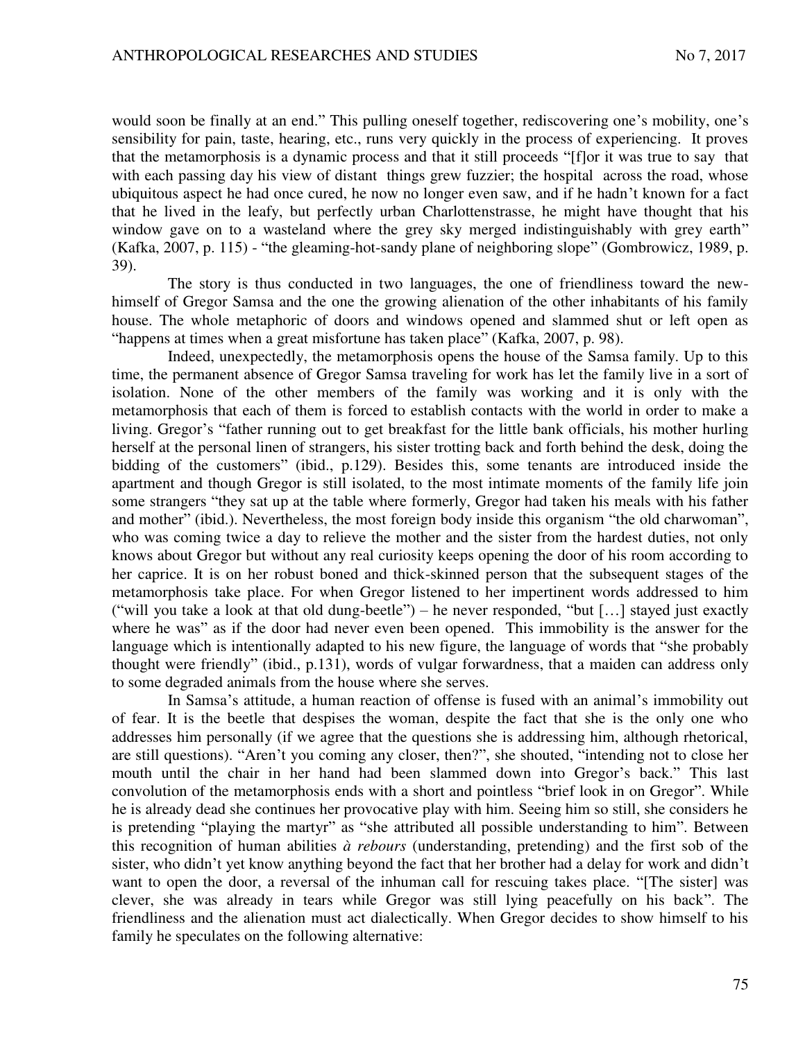would soon be finally at an end." This pulling oneself together, rediscovering one's mobility, one's sensibility for pain, taste, hearing, etc., runs very quickly in the process of experiencing. It proves that the metamorphosis is a dynamic process and that it still proceeds "[f]or it was true to say that with each passing day his view of distant things grew fuzzier; the hospital across the road, whose ubiquitous aspect he had once cured, he now no longer even saw, and if he hadn't known for a fact that he lived in the leafy, but perfectly urban Charlottenstrasse, he might have thought that his window gave on to a wasteland where the grey sky merged indistinguishably with grey earth" (Kafka, 2007, p. 115) - "the gleaming-hot-sandy plane of neighboring slope" (Gombrowicz, 1989, p. 39).

The story is thus conducted in two languages, the one of friendliness toward the new-himself of Gregor Samsa and the one the growing alienation of the other inhabitants of his family house. The whole metaphoric of doors and windows opened and slammed shut or left open as "happens at times when a great misfortune has taken place" (Kafka, 2007, p. 98).

Indeed, unexpectedly, the metamorphosis opens the house of the Samsa family. Up to this time, the permanent absence of Gregor Samsa traveling for work has let the family live in a sort of isolation. None of the other members of the family was working and it is only with the metamorphosis that each of them is forced to establish contacts with the world in order to make a living. Gregor's "father running out to get breakfast for the little bank officials, his mother hurling herself at the personal linen of strangers, his sister trotting back and forth behind the desk, doing the bidding of the customers" (ibid., p.129). Besides this, some tenants are introduced inside the apartment and though Gregor is still isolated, to the most intimate moments of the family life join some strangers "they sat up at the table where formerly, Gregor had taken his meals with his father and mother" (ibid.). Nevertheless, the most foreign body inside this organism "the old charwoman", who was coming twice a day to relieve the mother and the sister from the hardest duties, not only knows about Gregor but without any real curiosity keeps opening the door of his room according to her caprice. It is on her robust boned and thick-skinned person that the subsequent stages of the metamorphosis take place. For when Gregor listened to her impertinent words addressed to him ("will you take a look at that old dung-beetle") – he never responded, "but […] stayed just exactly where he was" as if the door had never even been opened. This immobility is the answer for the language which is intentionally adapted to his new figure, the language of words that "she probably thought were friendly" (ibid., p.131), words of vulgar forwardness, that a maiden can address only to some degraded animals from the house where she serves.

In Samsa's attitude, a human reaction of offense is fused with an animal's immobility out of fear. It is the beetle that despises the woman, despite the fact that she is the only one who addresses him personally (if we agree that the questions she is addressing him, although rhetorical, are still questions). "Aren't you coming any closer, then?", she shouted, "intending not to close her mouth until the chair in her hand had been slammed down into Gregor's back." This last convolution of the metamorphosis ends with a short and pointless "brief look in on Gregor". While he is already dead she continues her provocative play with him. Seeing him so still, she considers he is pretending "playing the martyr" as "she attributed all possible understanding to him". Between this recognition of human abilities *à rebours* (understanding, pretending) and the first sob of the sister, who didn't yet know anything beyond the fact that her brother had a delay for work and didn't want to open the door, a reversal of the inhuman call for rescuing takes place. "[The sister] was clever, she was already in tears while Gregor was still lying peacefully on his back". The friendliness and the alienation must act dialectically. When Gregor decides to show himself to his family he speculates on the following alternative: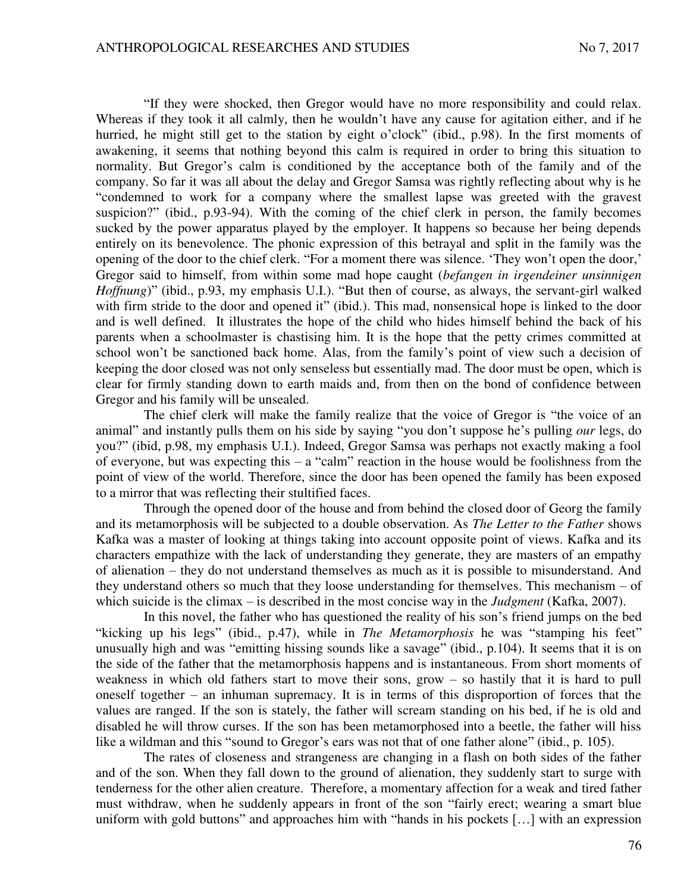"If they were shocked, then Gregor would have no more responsibility and could relax. Whereas if they took it all calmly, then he wouldn't have any cause for agitation either, and if he hurried, he might still get to the station by eight o'clock" (ibid., p.98). In the first moments of awakening, it seems that nothing beyond this calm is required in order to bring this situation to normality. But Gregor's calm is conditioned by the acceptance both of the family and of the company. So far it was all about the delay and Gregor Samsa was rightly reflecting about why is he "condemned to work for a company where the smallest lapse was greeted with the gravest suspicion?" (ibid., p.93-94). With the coming of the chief clerk in person, the family becomes sucked by the power apparatus played by the employer. It happens so because her being depends entirely on its benevolence. The phonic expression of this betrayal and split in the family was the opening of the door to the chief clerk. "For a moment there was silence. 'They won't open the door,' Gregor said to himself, from within some mad hope caught (*befangen in irgendeiner unsinnigen Hoffnung*)" (ibid., p.93, my emphasis U.I.). "But then of course, as always, the servant-girl walked with firm stride to the door and opened it" (ibid.). This mad, nonsensical hope is linked to the door and is well defined. It illustrates the hope of the child who hides himself behind the back of his parents when a schoolmaster is chastising him. It is the hope that the petty crimes committed at school won't be sanctioned back home. Alas, from the family's point of view such a decision of keeping the door closed was not only senseless but essentially mad. The door must be open, which is clear for firmly standing down to earth maids and, from then on the bond of confidence between Gregor and his family will be unsealed.

The chief clerk will make the family realize that the voice of Gregor is "the voice of an animal" and instantly pulls them on his side by saying "you don't suppose he's pulling *our* legs, do you?" (ibid, p.98, my emphasis U.I.). Indeed, Gregor Samsa was perhaps not exactly making a fool of everyone, but was expecting this – a "calm" reaction in the house would be foolishness from the point of view of the world. Therefore, since the door has been opened the family has been exposed to a mirror that was reflecting their stultified faces.

Through the opened door of the house and from behind the closed door of Georg the family and its metamorphosis will be subjected to a double observation. As *The Letter to the Father* shows Kafka was a master of looking at things taking into account opposite point of views. Kafka and its characters empathize with the lack of understanding they generate, they are masters of an empathy of alienation – they do not understand themselves as much as it is possible to misunderstand. And they understand others so much that they loose understanding for themselves. This mechanism – of which suicide is the climax – is described in the most concise way in the *Judgment* (Kafka, 2007).

In this novel, the father who has questioned the reality of his son's friend jumps on the bed "kicking up his legs" (ibid., p.47), while in *The Metamorphosis* he was "stamping his feet" unusually high and was "emitting hissing sounds like a savage" (ibid., p.104). It seems that it is on the side of the father that the metamorphosis happens and is instantaneous. From short moments of weakness in which old fathers start to move their sons, grow – so hastily that it is hard to pull oneself together – an inhuman supremacy. It is in terms of this disproportion of forces that the values are ranged. If the son is stately, the father will scream standing on his bed, if he is old and disabled he will throw curses. If the son has been metamorphosed into a beetle, the father will hiss like a wildman and this "sound to Gregor's ears was not that of one father alone" (ibid., p. 105).

The rates of closeness and strangeness are changing in a flash on both sides of the father and of the son. When they fall down to the ground of alienation, they suddenly start to surge with tenderness for the other alien creature. Therefore, a momentary affection for a weak and tired father must withdraw, when he suddenly appears in front of the son "fairly erect; wearing a smart blue uniform with gold buttons" and approaches him with "hands in his pockets […] with an expression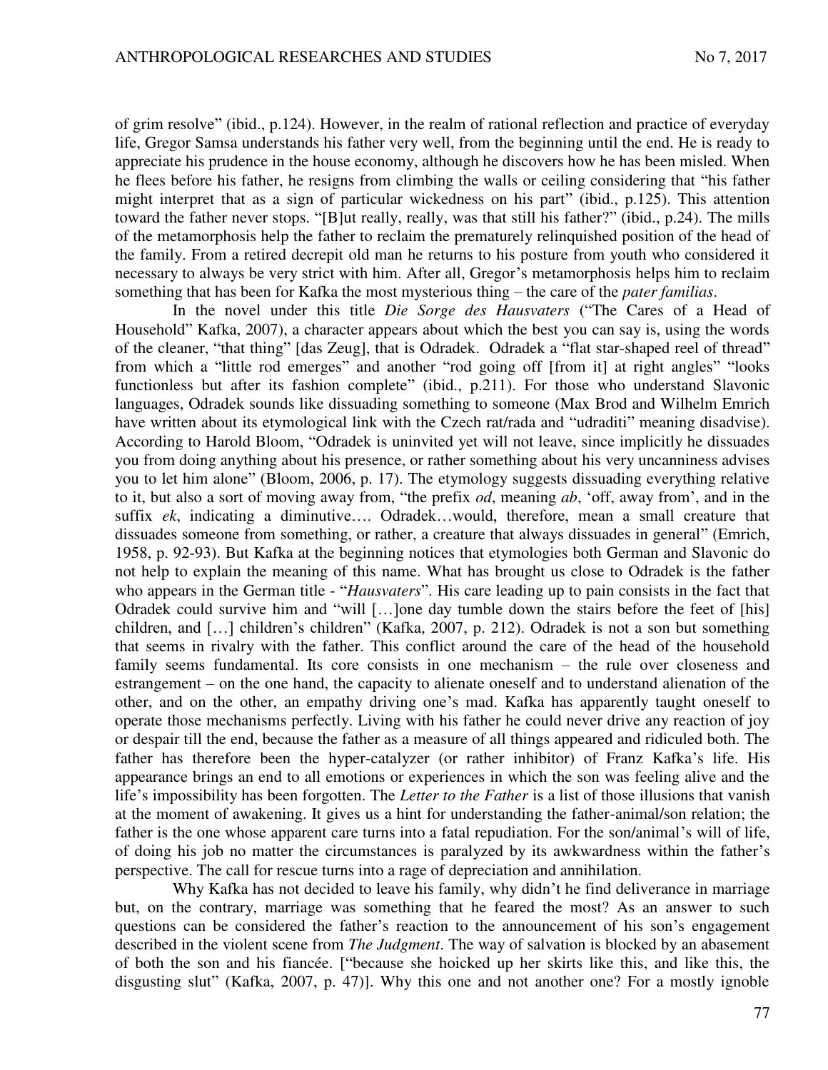of grim resolve" (ibid., p.124). However, in the realm of rational reflection and practice of everyday life, Gregor Samsa understands his father very well, from the beginning until the end. He is ready to appreciate his prudence in the house economy, although he discovers how he has been misled. When he flees before his father, he resigns from climbing the walls or ceiling considering that "his father might interpret that as a sign of particular wickedness on his part" (ibid., p.125). This attention toward the father never stops. "[B]ut really, really, was that still his father?" (ibid., p.24). The mills of the metamorphosis help the father to reclaim the prematurely relinquished position of the head of the family. From a retired decrepit old man he returns to his posture from youth who considered it necessary to always be very strict with him. After all, Gregor's metamorphosis helps him to reclaim something that has been for Kafka the most mysterious thing – the care of the *pater familias*.

In the novel under this title *Die Sorge des Hausvaters* ("The Cares of a Head of Household" Kafka, 2007), a character appears about which the best you can say is, using the words of the cleaner, "that thing" [das Zeug], that is Odradek. Odradek a "flat star-shaped reel of thread" from which a "little rod emerges" and another "rod going off [from it] at right angles" "looks functionless but after its fashion complete" (ibid., p.211). For those who understand Slavonic languages, Odradek sounds like dissuading something to someone (Max Brod and Wilhelm Emrich have written about its etymological link with the Czech rat/rada and "udraditi" meaning disadvise). According to Harold Bloom, "Odradek is uninvited yet will not leave, since implicitly he dissuades you from doing anything about his presence, or rather something about his very uncanniness advises you to let him alone" (Bloom, 2006, p. 17). The etymology suggests dissuading everything relative to it, but also a sort of moving away from, "the prefix *od*, meaning *ab*, 'off, away from', and in the suffix *ek*, indicating a diminutive…. Odradek…would, therefore, mean a small creature that dissuades someone from something, or rather, a creature that always dissuades in general" (Emrich, 1958, p. 92-93). But Kafka at the beginning notices that etymologies both German and Slavonic do not help to explain the meaning of this name. What has brought us close to Odradek is the father who appears in the German title - "*Hausvaters*". His care leading up to pain consists in the fact that Odradek could survive him and "will […]one day tumble down the stairs before the feet of [his] children, and […] children's children" (Kafka, 2007, p. 212). Odradek is not a son but something that seems in rivalry with the father. This conflict around the care of the head of the household family seems fundamental. Its core consists in one mechanism – the rule over closeness and estrangement – on the one hand, the capacity to alienate oneself and to understand alienation of the other, and on the other, an empathy driving one's mad. Kafka has apparently taught oneself to operate those mechanisms perfectly. Living with his father he could never drive any reaction of joy or despair till the end, because the father as a measure of all things appeared and ridiculed both. The father has therefore been the hyper-catalyzer (or rather inhibitor) of Franz Kafka's life. His appearance brings an end to all emotions or experiences in which the son was feeling alive and the life's impossibility has been forgotten. The *Letter to the Father* is a list of those illusions that vanish at the moment of awakening. It gives us a hint for understanding the father-animal/son relation; the father is the one whose apparent care turns into a fatal repudiation. For the son/animal's will of life, of doing his job no matter the circumstances is paralyzed by its awkwardness within the father's perspective. The call for rescue turns into a rage of depreciation and annihilation.

Why Kafka has not decided to leave his family, why didn't he find deliverance in marriage but, on the contrary, marriage was something that he feared the most? As an answer to such questions can be considered the father's reaction to the announcement of his son's engagement described in the violent scene from *The Judgment*. The way of salvation is blocked by an abasement of both the son and his fiancée. ["because she hoicked up her skirts like this, and like this, the disgusting slut" (Kafka, 2007, p. 47)]. Why this one and not another one? For a mostly ignoble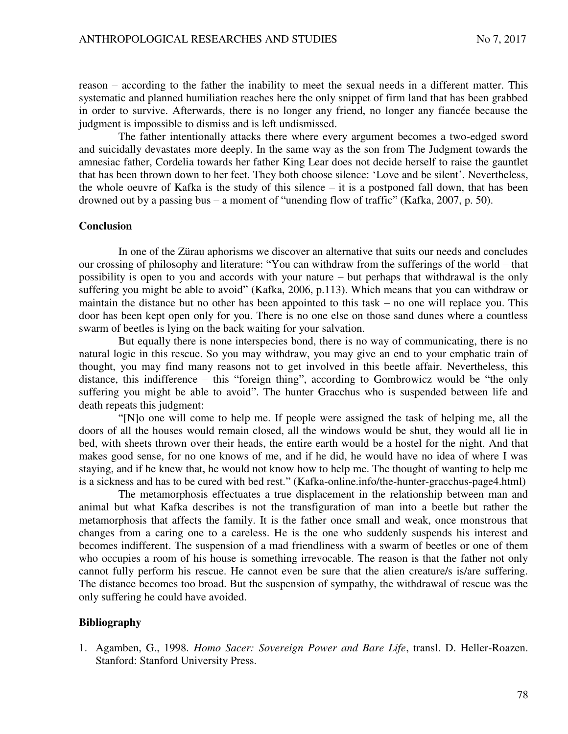reason – according to the father the inability to meet the sexual needs in a different matter. This systematic and planned humiliation reaches here the only snippet of firm land that has been grabbed in order to survive. Afterwards, there is no longer any friend, no longer any fiancée because the judgment is impossible to dismiss and is left undismissed.

The father intentionally attacks there where every argument becomes a two-edged sword and suicidally devastates more deeply. In the same way as the son from The Judgment towards the amnesiac father, Cordelia towards her father King Lear does not decide herself to raise the gauntlet that has been thrown down to her feet. They both choose silence: 'Love and be silent'. Nevertheless, the whole oeuvre of Kafka is the study of this silence – it is a postponed fall down, that has been drowned out by a passing bus – a moment of "unending flow of traffic" (Kafka, 2007, p. 50).

## Conclusion

In one of the Zürau aphorisms we discover an alternative that suits our needs and concludes our crossing of philosophy and literature: "You can withdraw from the sufferings of the world – that possibility is open to you and accords with your nature – but perhaps that withdrawal is the only suffering you might be able to avoid" (Kafka, 2006, p.113). Which means that you can withdraw or maintain the distance but no other has been appointed to this task – no one will replace you. This door has been kept open only for you. There is no one else on those sand dunes where a countless swarm of beetles is lying on the back waiting for your salvation.

But equally there is none interspecies bond, there is no way of communicating, there is no natural logic in this rescue. So you may withdraw, you may give an end to your emphatic train of thought, you may find many reasons not to get involved in this beetle affair. Nevertheless, this distance, this indifference – this "foreign thing", according to Gombrowicz would be "the only suffering you might be able to avoid". The hunter Gracchus who is suspended between life and death repeats this judgment:

"[N]o one will come to help me. If people were assigned the task of helping me, all the doors of all the houses would remain closed, all the windows would be shut, they would all lie in bed, with sheets thrown over their heads, the entire earth would be a hostel for the night. And that makes good sense, for no one knows of me, and if he did, he would have no idea of where I was staying, and if he knew that, he would not know how to help me. The thought of wanting to help me is a sickness and has to be cured with bed rest." (Kafka-online.info/the-hunter-gracchus-page4.html)

The metamorphosis effectuates a true displacement in the relationship between man and animal but what Kafka describes is not the transfiguration of man into a beetle but rather the metamorphosis that affects the family. It is the father once small and weak, once monstrous that changes from a caring one to a careless. He is the one who suddenly suspends his interest and becomes indifferent. The suspension of a mad friendliness with a swarm of beetles or one of them who occupies a room of his house is something irrevocable. The reason is that the father not only cannot fully perform his rescue. He cannot even be sure that the alien creature/s is/are suffering. The distance becomes too broad. But the suspension of sympathy, the withdrawal of rescue was the only suffering he could have avoided.

## Bibliography

1. Agamben, G., 1998. *Homo Sacer: Sovereign Power and Bare Life*, transl. D. Heller-Roazen. Stanford: Stanford University Press.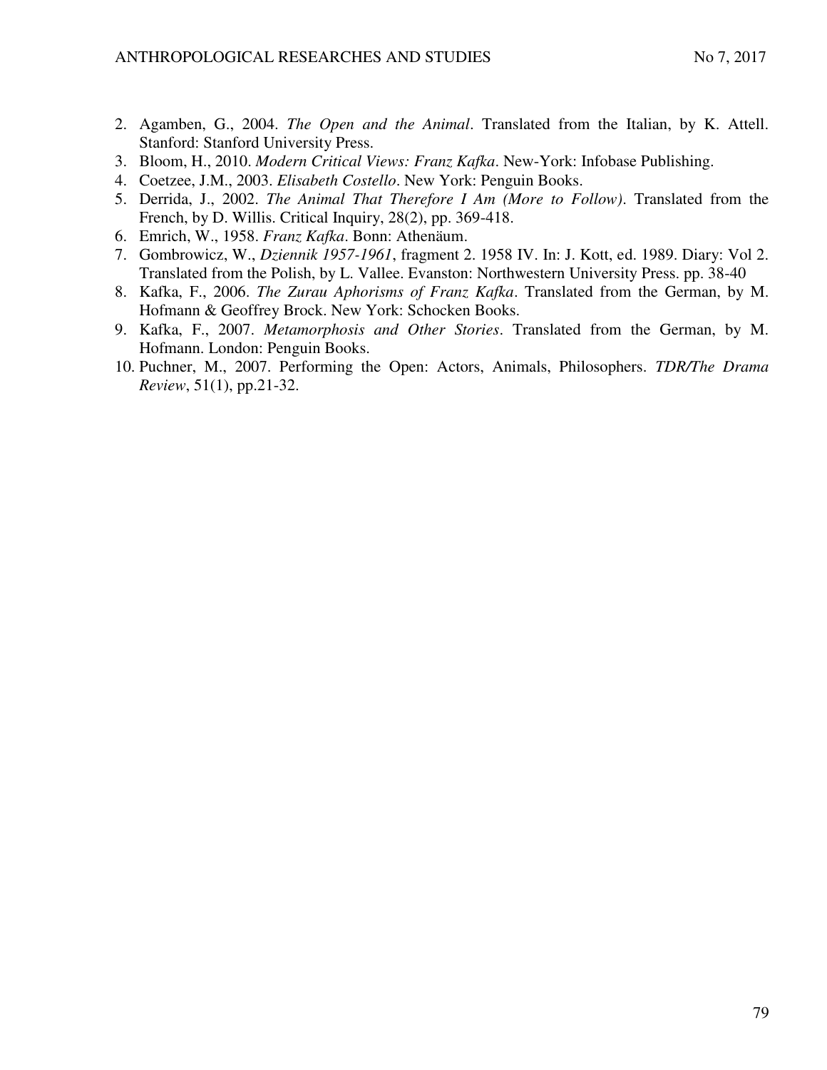2. Agamben, G., 2004. *The Open and the Animal*. Translated from the Italian, by K. Attell. Stanford: Stanford University Press.
3. Bloom, H., 2010. *Modern Critical Views: Franz Kafka*. New-York: Infobase Publishing.
4. Coetzee, J.M., 2003. *Elisabeth Costello*. New York: Penguin Books.
5. Derrida, J., 2002. *The Animal That Therefore I Am (More to Follow)*. Translated from the French, by D. Willis. Critical Inquiry, 28(2), pp. 369-418.
6. Emrich, W., 1958. *Franz Kafka*. Bonn: Athenäum.
7. Gombrowicz, W., *Dziennik 1957-1961*, fragment 2. 1958 IV. In: J. Kott, ed. 1989. Diary: Vol 2. Translated from the Polish, by L. Vallee. Evanston: Northwestern University Press. pp. 38-40
8. Kafka, F., 2006. *The Zurau Aphorisms of Franz Kafka*. Translated from the German, by M. Hofmann & Geoffrey Brock. New York: Schocken Books.
9. Kafka, F., 2007. *Metamorphosis and Other Stories*. Translated from the German, by M. Hofmann. London: Penguin Books.
10. Puchner, M., 2007. Performing the Open: Actors, Animals, Philosophers. *TDR/The Drama Review*, 51(1), pp.21-32.